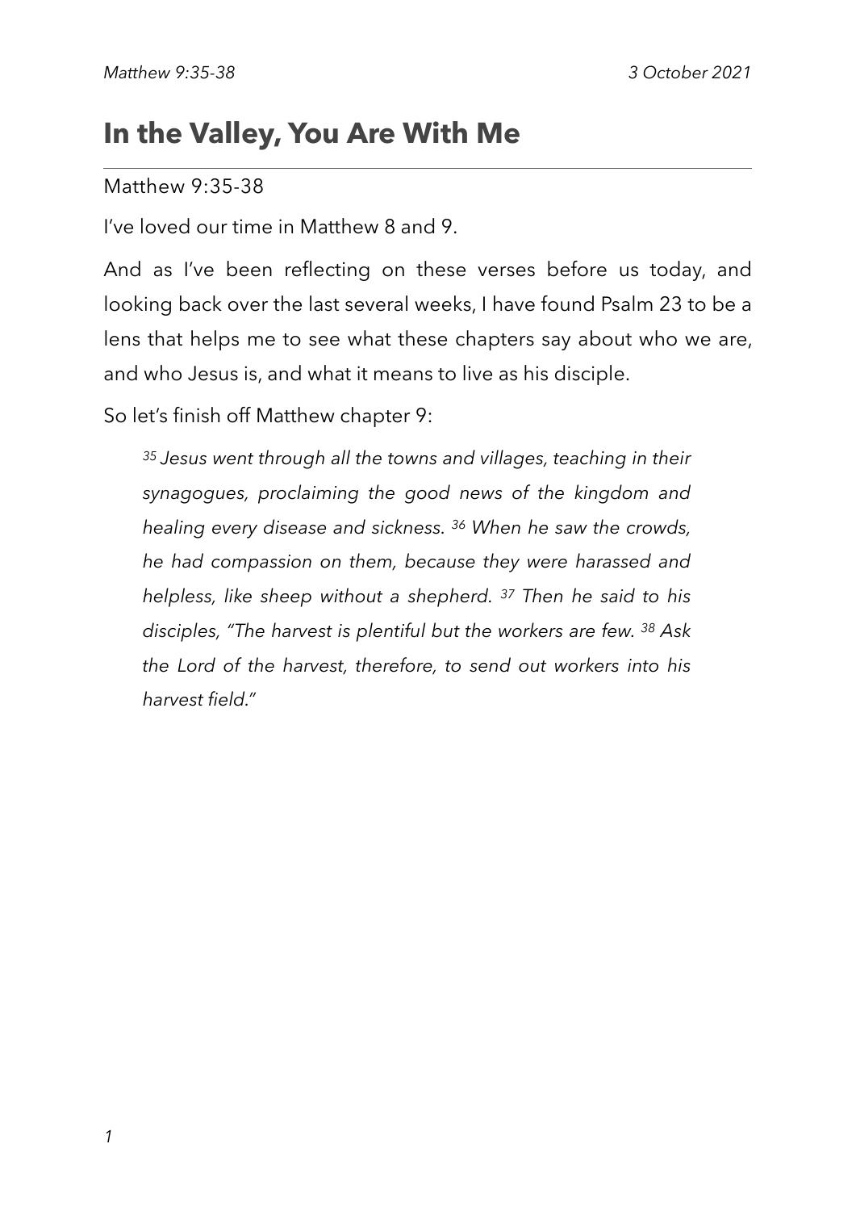# In the Valley, You Are With Me

Matthew 9:35-38

I've loved our time in Matthew 8 and 9.

And as I've been reflecting on these verses before us today, and looking back over the last several weeks, I have found Psalm 23 to be a lens that helps me to see what these chapters say about who we are, and who Jesus is, and what it means to live as his disciple.

So let's finish off Matthew chapter 9:

> *[35] Jesus went through all the towns and villages, teaching in their synagogues, proclaiming the good news of the kingdom and healing every disease and sickness. [36] When he saw the crowds, he had compassion on them, because they were harassed and helpless, like sheep without a shepherd. [37] Then he said to his disciples, "The harvest is plentiful but the workers are few. [38] Ask the Lord of the harvest, therefore, to send out workers into his harvest field."*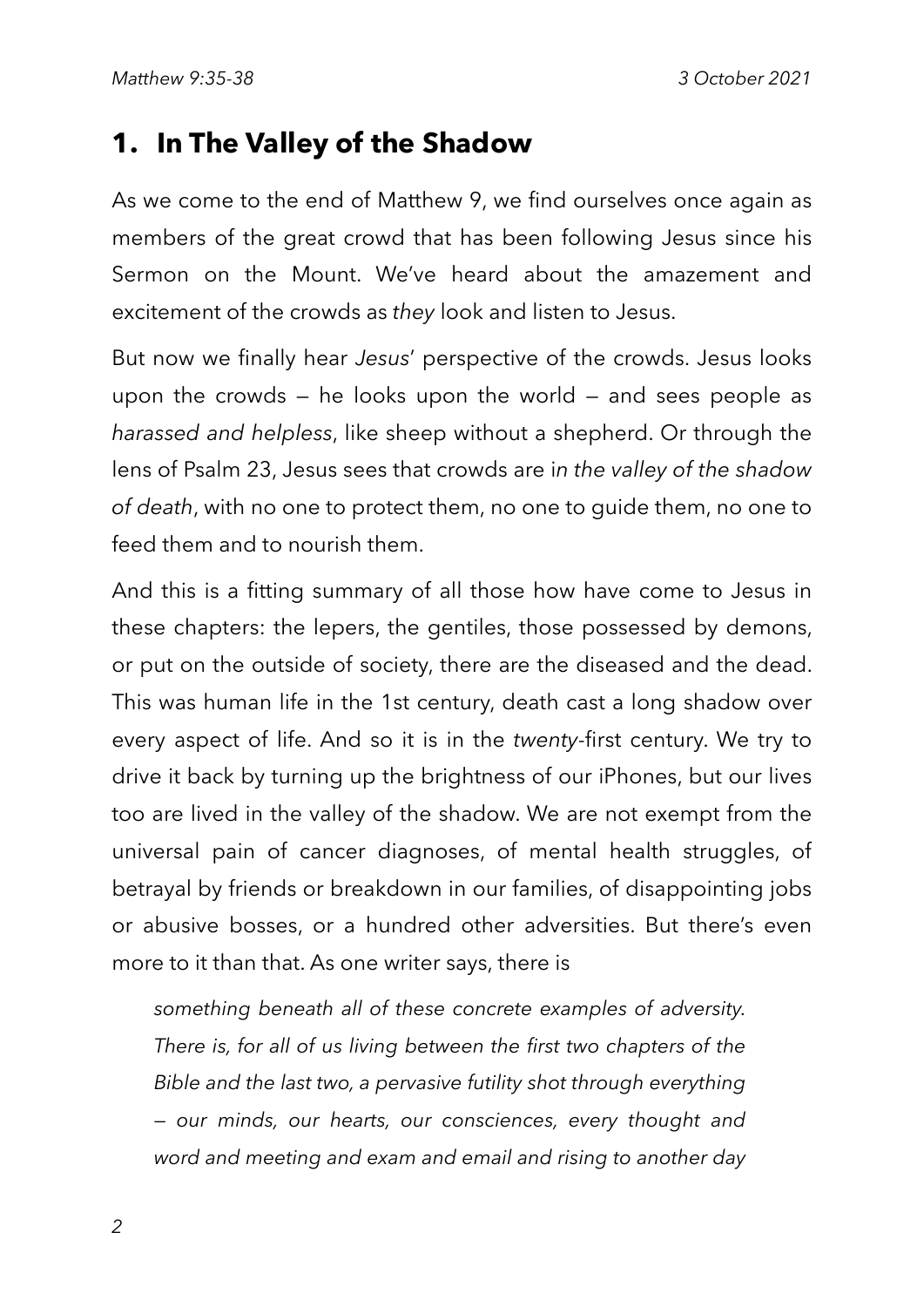## 1. In The Valley of the Shadow

As we come to the end of Matthew 9, we find ourselves once again as members of the great crowd that has been following Jesus since his Sermon on the Mount. We've heard about the amazement and excitement of the crowds as *they* look and listen to Jesus.

But now we finally hear *Jesus*' perspective of the crowds. Jesus looks upon the crowds — he looks upon the world — and sees people as *harassed and helpless*, like sheep without a shepherd. Or through the lens of Psalm 23, Jesus sees that crowds are i*n the valley of the shadow of death*, with no one to protect them, no one to guide them, no one to feed them and to nourish them.

And this is a fitting summary of all those how have come to Jesus in these chapters: the lepers, the gentiles, those possessed by demons, or put on the outside of society, there are the diseased and the dead. This was human life in the 1st century, death cast a long shadow over every aspect of life. And so it is in the *twenty*-first century. We try to drive it back by turning up the brightness of our iPhones, but our lives too are lived in the valley of the shadow. We are not exempt from the universal pain of cancer diagnoses, of mental health struggles, of betrayal by friends or breakdown in our families, of disappointing jobs or abusive bosses, or a hundred other adversities. But there's even more to it than that. As one writer says, there is

> *something beneath all of these concrete examples of adversity. There is, for all of us living between the first two chapters of the Bible and the last two, a pervasive futility shot through everything — our minds, our hearts, our consciences, every thought and word and meeting and exam and email and rising to another day*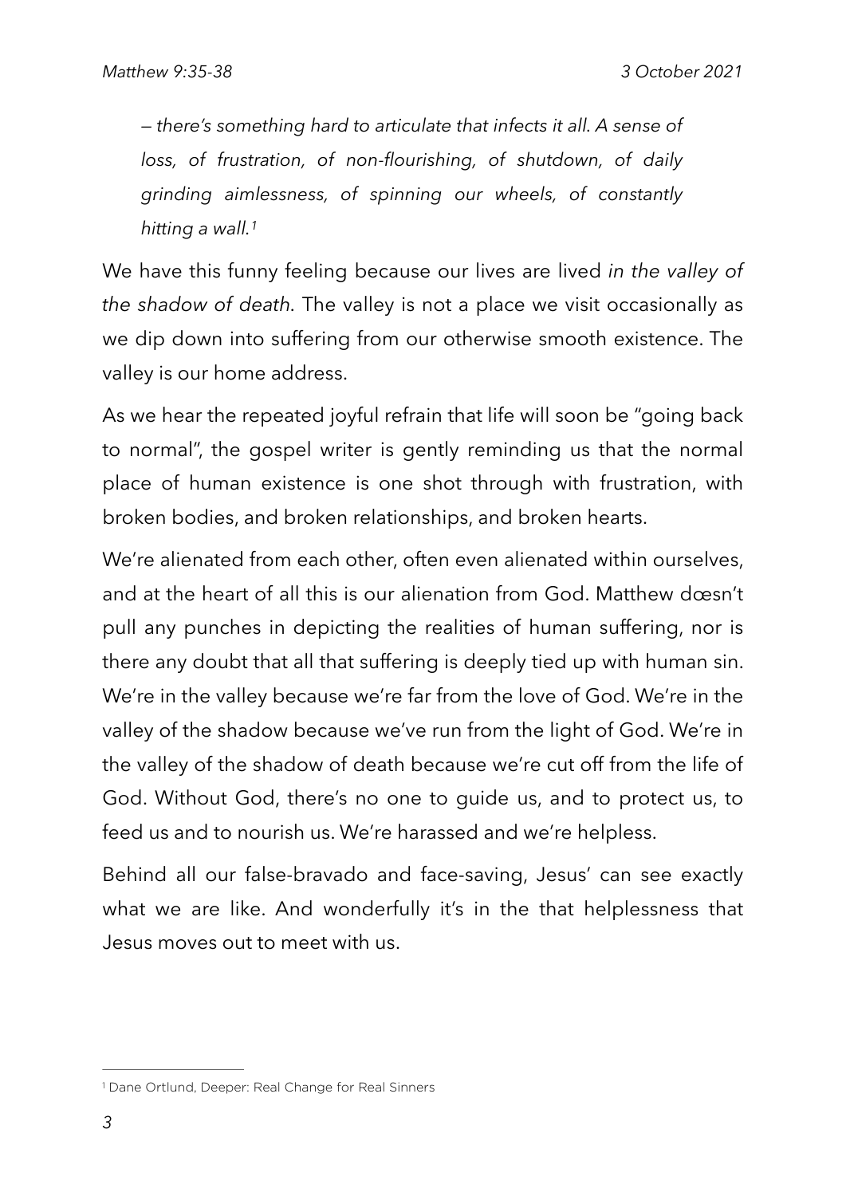*— there's something hard to articulate that infects it all. A sense of loss, of frustration, of non-flourishing, of shutdown, of daily grinding aimlessness, of spinning our wheels, of constantly hitting a wall.*[1]

We have this funny feeling because our lives are lived *in the valley of the shadow of death*. The valley is not a place we visit occasionally as we dip down into suffering from our otherwise smooth existence. The valley is our home address.

As we hear the repeated joyful refrain that life will soon be "going back to normal", the gospel writer is gently reminding us that the normal place of human existence is one shot through with frustration, with broken bodies, and broken relationships, and broken hearts.

We're alienated from each other, often even alienated within ourselves, and at the heart of all this is our alienation from God. Matthew dœsn't pull any punches in depicting the realities of human suffering, nor is there any doubt that all that suffering is deeply tied up with human sin. We're in the valley because we're far from the love of God. We're in the valley of the shadow because we've run from the light of God. We're in the valley of the shadow of death because we're cut off from the life of God. Without God, there's no one to guide us, and to protect us, to feed us and to nourish us. We're harassed and we're helpless.

Behind all our false-bravado and face-saving, Jesus' can see exactly what we are like. And wonderfully it's in the that helplessness that Jesus moves out to meet with us.

---

[1] Dane Ortlund, Deeper: Real Change for Real Sinners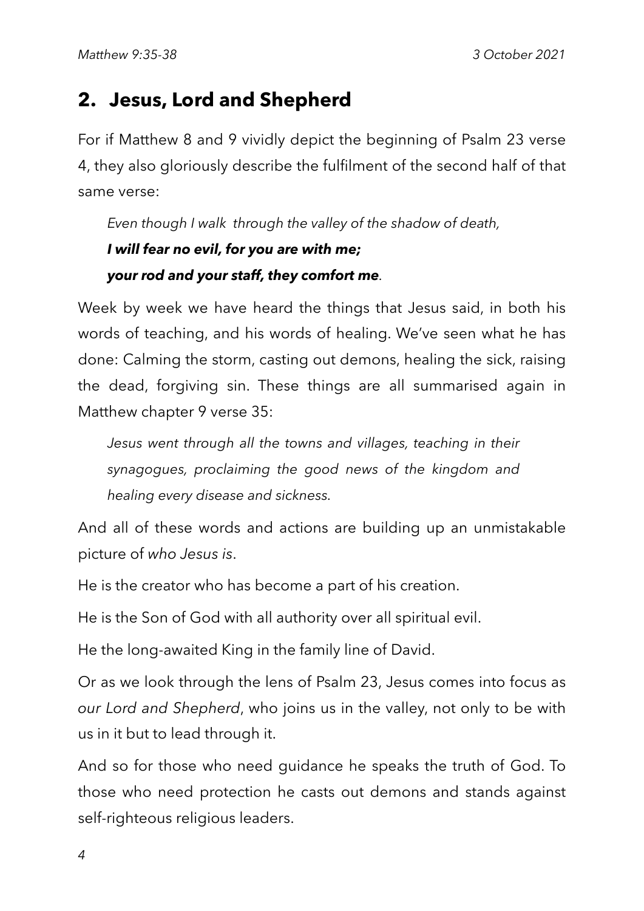## 2. Jesus, Lord and Shepherd

For if Matthew 8 and 9 vividly depict the beginning of Psalm 23 verse 4, they also gloriously describe the fulfilment of the second half of that same verse:

> *Even though I walk through the valley of the shadow of death,*
> ***I will fear no evil, for you are with me;***
> ***your rod and your staff, they comfort me****.*

Week by week we have heard the things that Jesus said, in both his words of teaching, and his words of healing. We've seen what he has done: Calming the storm, casting out demons, healing the sick, raising the dead, forgiving sin. These things are all summarised again in Matthew chapter 9 verse 35:

> *Jesus went through all the towns and villages, teaching in their synagogues, proclaiming the good news of the kingdom and healing every disease and sickness.*

And all of these words and actions are building up an unmistakable picture of *who Jesus is*.

He is the creator who has become a part of his creation.

He is the Son of God with all authority over all spiritual evil.

He the long-awaited King in the family line of David.

Or as we look through the lens of Psalm 23, Jesus comes into focus as *our Lord and Shepherd*, who joins us in the valley, not only to be with us in it but to lead through it.

And so for those who need guidance he speaks the truth of God. To those who need protection he casts out demons and stands against self-righteous religious leaders.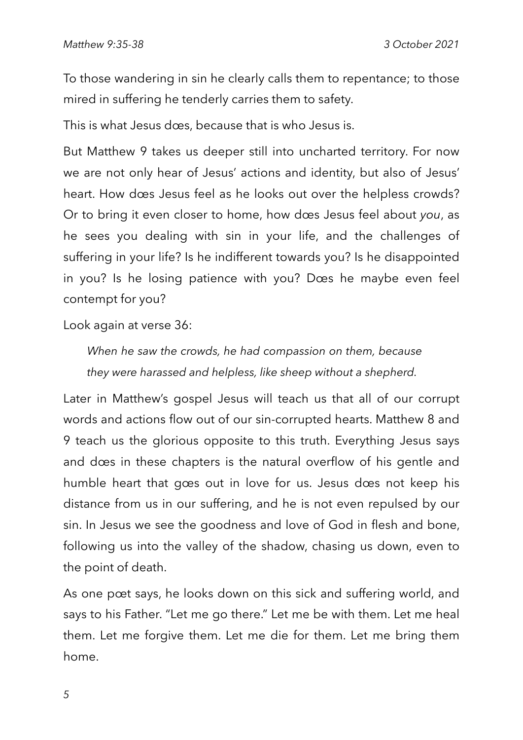To those wandering in sin he clearly calls them to repentance; to those mired in suffering he tenderly carries them to safety.

This is what Jesus dœs, because that is who Jesus is.

But Matthew 9 takes us deeper still into uncharted territory. For now we are not only hear of Jesus' actions and identity, but also of Jesus' heart. How dœs Jesus feel as he looks out over the helpless crowds? Or to bring it even closer to home, how dœs Jesus feel about *you*, as he sees you dealing with sin in your life, and the challenges of suffering in your life? Is he indifferent towards you? Is he disappointed in you? Is he losing patience with you? Dœs he maybe even feel contempt for you?

Look again at verse 36:

> *When he saw the crowds, he had compassion on them, because they were harassed and helpless, like sheep without a shepherd.*

Later in Matthew's gospel Jesus will teach us that all of our corrupt words and actions flow out of our sin-corrupted hearts. Matthew 8 and 9 teach us the glorious opposite to this truth. Everything Jesus says and dœs in these chapters is the natural overflow of his gentle and humble heart that gœs out in love for us. Jesus dœs not keep his distance from us in our suffering, and he is not even repulsed by our sin. In Jesus we see the goodness and love of God in flesh and bone, following us into the valley of the shadow, chasing us down, even to the point of death.

As one pœt says, he looks down on this sick and suffering world, and says to his Father. "Let me go there." Let me be with them. Let me heal them. Let me forgive them. Let me die for them. Let me bring them home.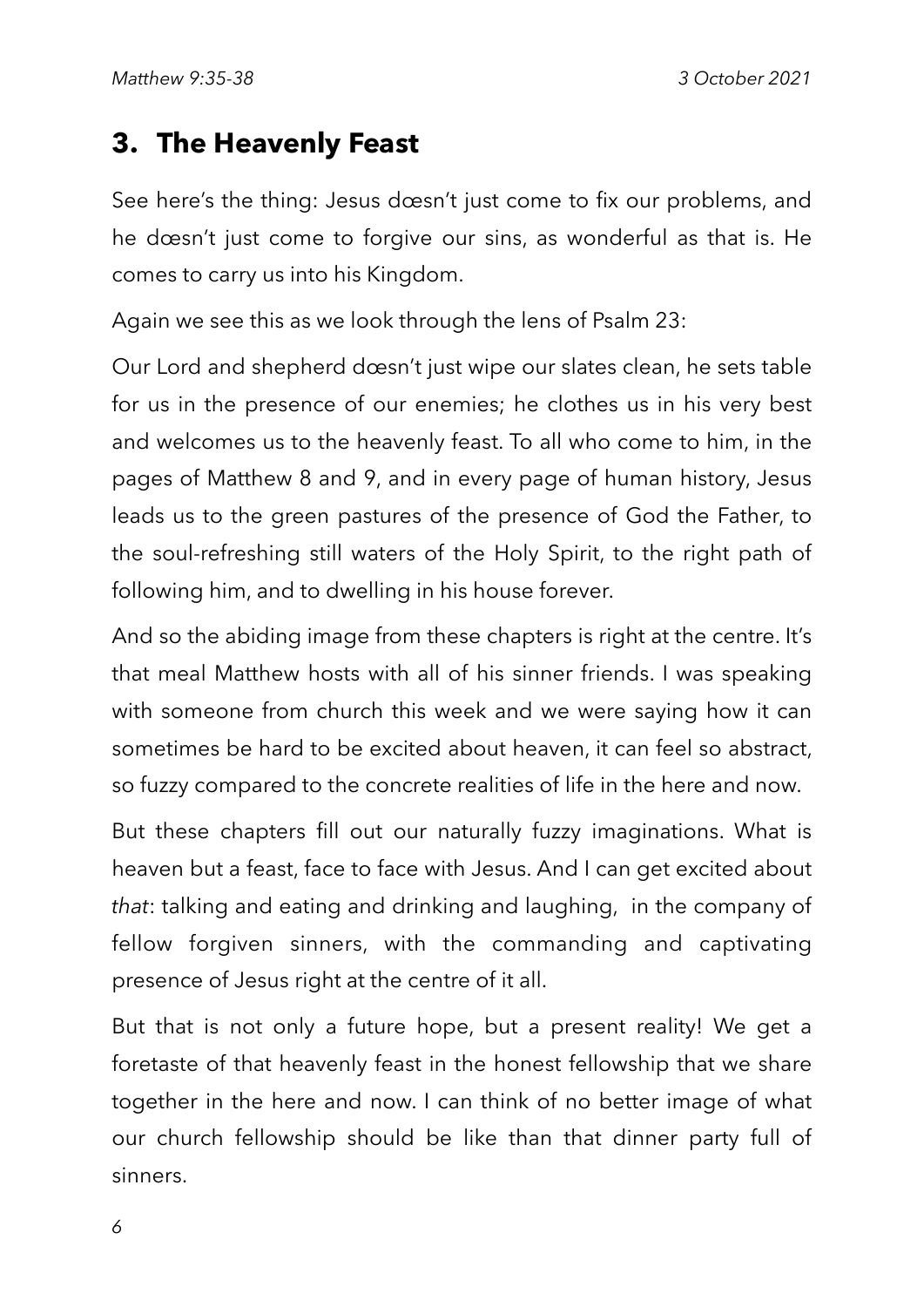## 3. The Heavenly Feast

See here's the thing: Jesus dœsn't just come to fix our problems, and he dœsn't just come to forgive our sins, as wonderful as that is. He comes to carry us into his Kingdom.

Again we see this as we look through the lens of Psalm 23:

Our Lord and shepherd dœsn't just wipe our slates clean, he sets table for us in the presence of our enemies; he clothes us in his very best and welcomes us to the heavenly feast. To all who come to him, in the pages of Matthew 8 and 9, and in every page of human history, Jesus leads us to the green pastures of the presence of God the Father, to the soul-refreshing still waters of the Holy Spirit, to the right path of following him, and to dwelling in his house forever.

And so the abiding image from these chapters is right at the centre. It's that meal Matthew hosts with all of his sinner friends. I was speaking with someone from church this week and we were saying how it can sometimes be hard to be excited about heaven, it can feel so abstract, so fuzzy compared to the concrete realities of life in the here and now.

But these chapters fill out our naturally fuzzy imaginations. What is heaven but a feast, face to face with Jesus. And I can get excited about *that*: talking and eating and drinking and laughing, in the company of fellow forgiven sinners, with the commanding and captivating presence of Jesus right at the centre of it all.

But that is not only a future hope, but a present reality! We get a foretaste of that heavenly feast in the honest fellowship that we share together in the here and now. I can think of no better image of what our church fellowship should be like than that dinner party full of sinners.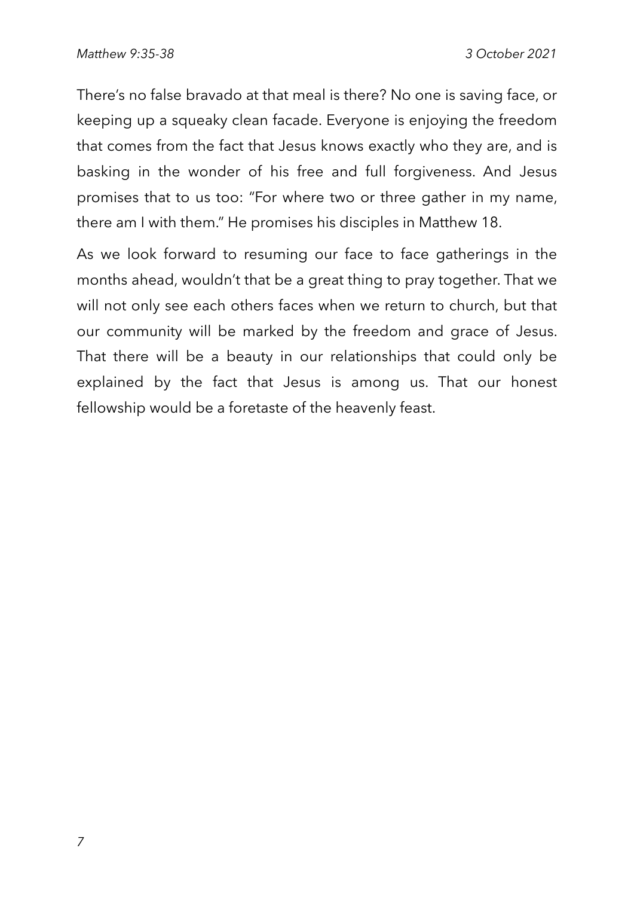There's no false bravado at that meal is there? No one is saving face, or keeping up a squeaky clean facade. Everyone is enjoying the freedom that comes from the fact that Jesus knows exactly who they are, and is basking in the wonder of his free and full forgiveness. And Jesus promises that to us too: "For where two or three gather in my name, there am I with them." He promises his disciples in Matthew 18.

As we look forward to resuming our face to face gatherings in the months ahead, wouldn't that be a great thing to pray together. That we will not only see each others faces when we return to church, but that our community will be marked by the freedom and grace of Jesus. That there will be a beauty in our relationships that could only be explained by the fact that Jesus is among us. That our honest fellowship would be a foretaste of the heavenly feast.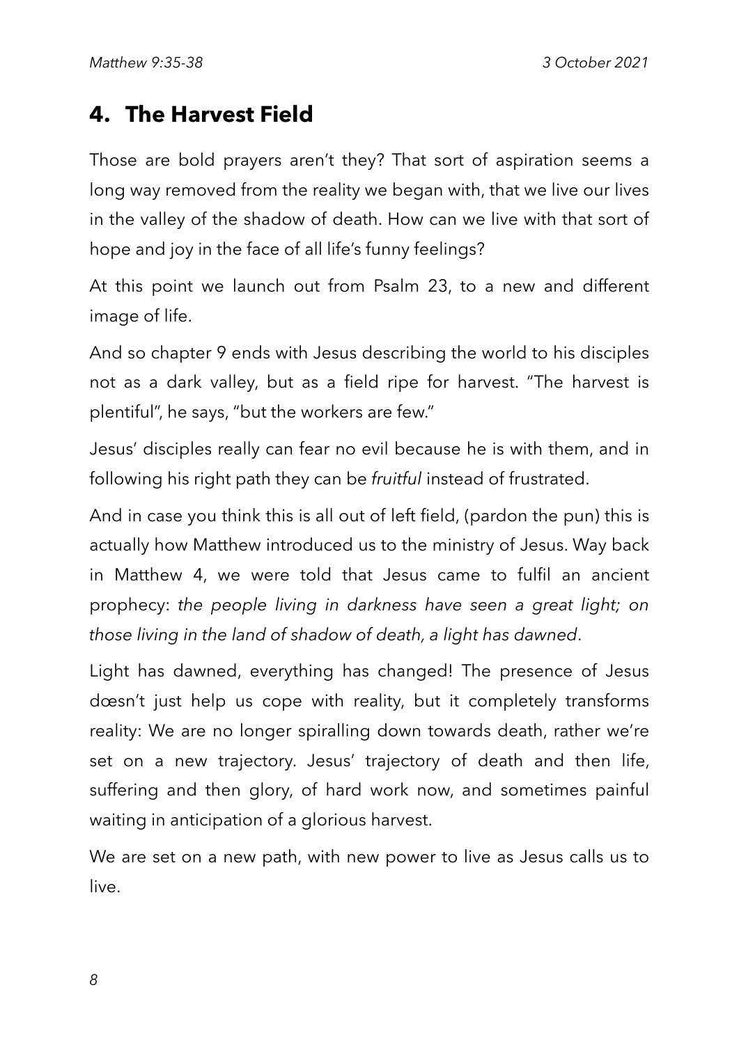## 4. The Harvest Field

Those are bold prayers aren't they? That sort of aspiration seems a long way removed from the reality we began with, that we live our lives in the valley of the shadow of death. How can we live with that sort of hope and joy in the face of all life's funny feelings?

At this point we launch out from Psalm 23, to a new and different image of life.

And so chapter 9 ends with Jesus describing the world to his disciples not as a dark valley, but as a field ripe for harvest. "The harvest is plentiful", he says, "but the workers are few."

Jesus' disciples really can fear no evil because he is with them, and in following his right path they can be *fruitful* instead of frustrated.

And in case you think this is all out of left field, (pardon the pun) this is actually how Matthew introduced us to the ministry of Jesus. Way back in Matthew 4, we were told that Jesus came to fulfil an ancient prophecy: *the people living in darkness have seen a great light; on those living in the land of shadow of death, a light has dawned*.

Light has dawned, everything has changed! The presence of Jesus dœsn't just help us cope with reality, but it completely transforms reality: We are no longer spiralling down towards death, rather we're set on a new trajectory. Jesus' trajectory of death and then life, suffering and then glory, of hard work now, and sometimes painful waiting in anticipation of a glorious harvest.

We are set on a new path, with new power to live as Jesus calls us to live.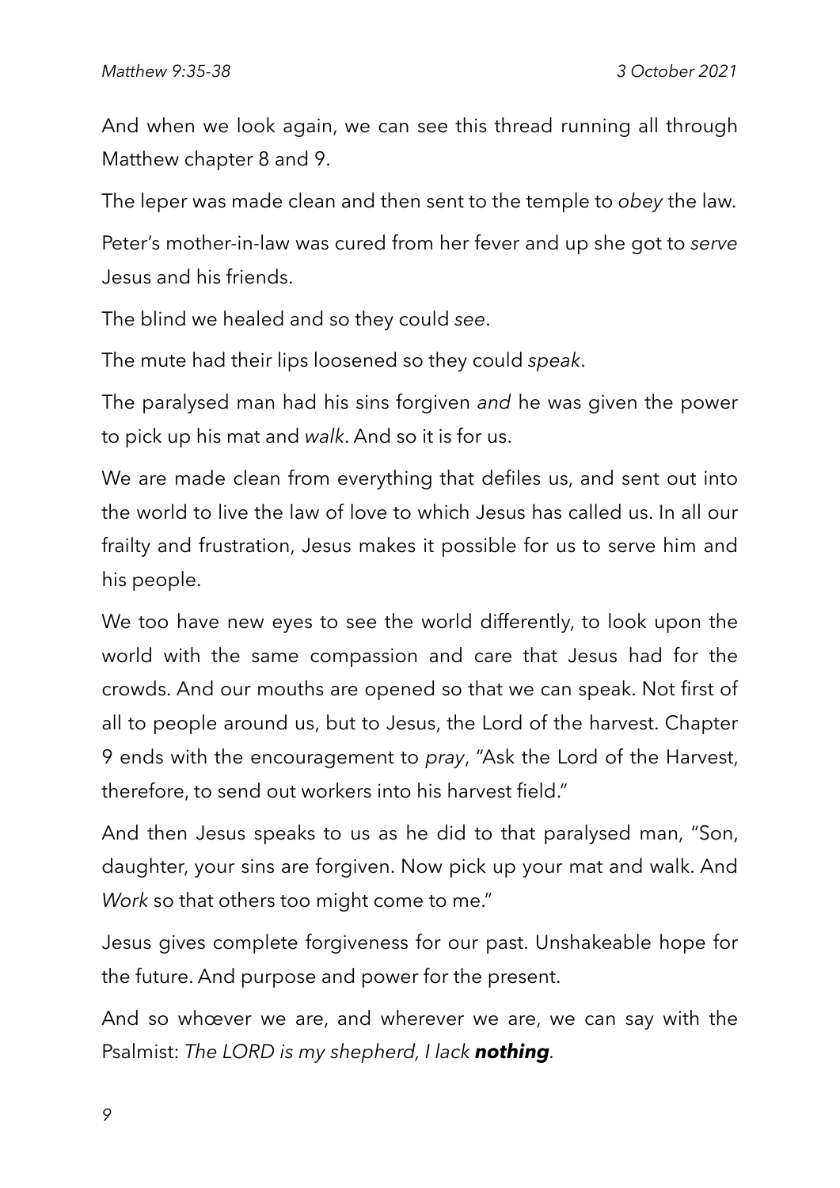And when we look again, we can see this thread running all through Matthew chapter 8 and 9.

The leper was made clean and then sent to the temple to *obey* the law.

Peter's mother-in-law was cured from her fever and up she got to *serve* Jesus and his friends.

The blind we healed and so they could *see*.

The mute had their lips loosened so they could *speak*.

The paralysed man had his sins forgiven *and* he was given the power to pick up his mat and *walk*. And so it is for us.

We are made clean from everything that defiles us, and sent out into the world to live the law of love to which Jesus has called us. In all our frailty and frustration, Jesus makes it possible for us to serve him and his people.

We too have new eyes to see the world differently, to look upon the world with the same compassion and care that Jesus had for the crowds. And our mouths are opened so that we can speak. Not first of all to people around us, but to Jesus, the Lord of the harvest. Chapter 9 ends with the encouragement to *pray*, "Ask the Lord of the Harvest, therefore, to send out workers into his harvest field."

And then Jesus speaks to us as he did to that paralysed man, "Son, daughter, your sins are forgiven. Now pick up your mat and walk. And *Work* so that others too might come to me."

Jesus gives complete forgiveness for our past. Unshakeable hope for the future. And purpose and power for the present.

And so whœver we are, and wherever we are, we can say with the Psalmist: *The LORD is my shepherd, I lack* ***nothing***.